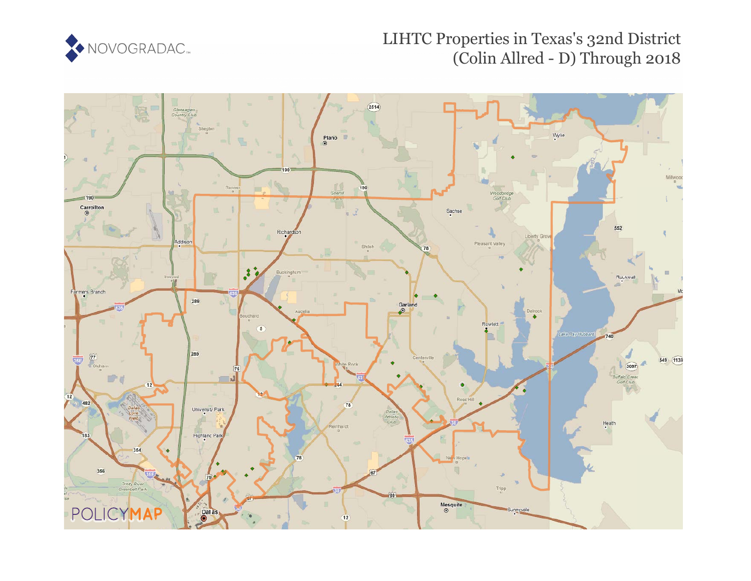NOVOGRADAC

# LIHTC Properties in Texas's 32nd District (Colin Allred - D) Through 2018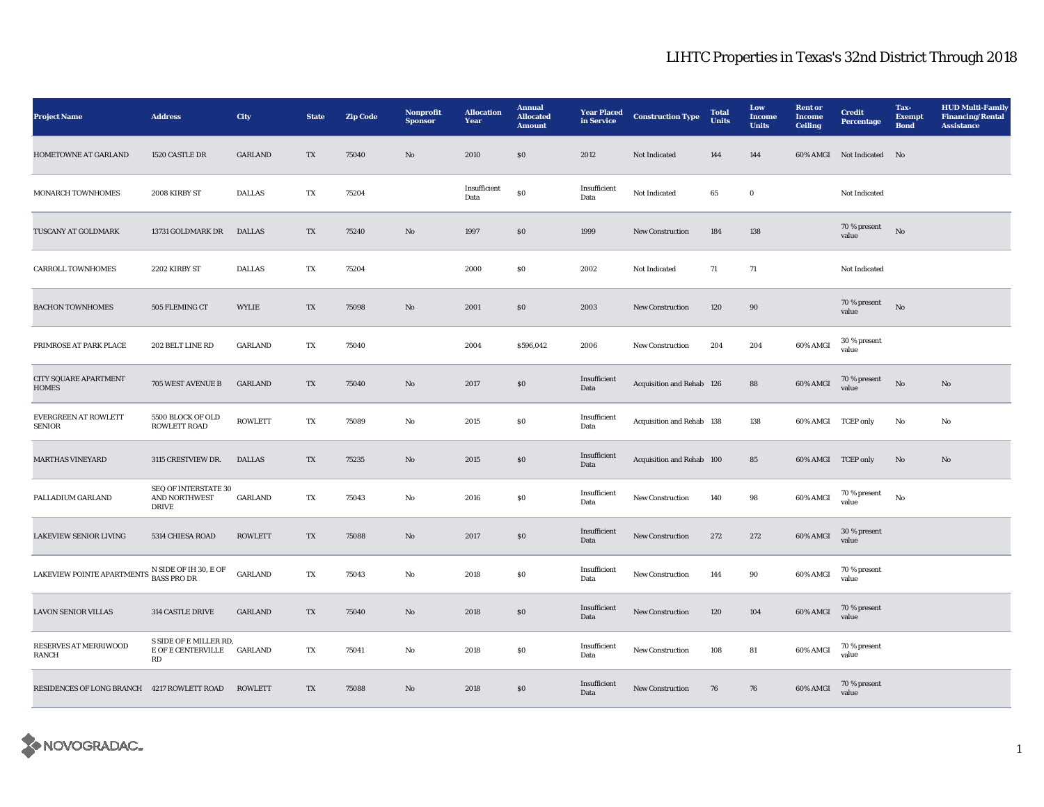# LIHTC Properties in Texas's 32nd District Through 2018

| Project Name | Address | City | State | Zip Code | Nonprofit Sponsor | Allocation Year | Annual Allocated Amount | Year Placed in Service | Construction Type | Total Units | Low Income Units | Rent or Income Ceiling | Credit Percentage | Tax-Exempt Bond | HUD Multi-Family Financing/Rental Assistance |
|---|---|---|---|---|---|---|---|---|---|---|---|---|---|---|---|
| HOMETOWNE AT GARLAND | 1520 CASTLE DR | GARLAND | TX | 75040 | No | 2010 | $0 | 2012 | Not Indicated | 144 | 144 | 60% AMGI | Not Indicated | No | |
| MONARCH TOWNHOMES | 2008 KIRBY ST | DALLAS | TX | 75204 | | Insufficient Data | $0 | Insufficient Data | Not Indicated | 65 | 0 | | Not Indicated | | |
| TUSCANY AT GOLDMARK | 13731 GOLDMARK DR | DALLAS | TX | 75240 | No | 1997 | $0 | 1999 | New Construction | 184 | 138 | | 70 % present value | No | |
| CARROLL TOWNHOMES | 2202 KIRBY ST | DALLAS | TX | 75204 | | 2000 | $0 | 2002 | Not Indicated | 71 | 71 | | Not Indicated | | |
| BACHON TOWNHOMES | 505 FLEMING CT | WYLIE | TX | 75098 | No | 2001 | $0 | 2003 | New Construction | 120 | 90 | | 70 % present value | No | |
| PRIMROSE AT PARK PLACE | 202 BELT LINE RD | GARLAND | TX | 75040 | | 2004 | $596,042 | 2006 | New Construction | 204 | 204 | 60% AMGI | 30 % present value | | |
| CITY SQUARE APARTMENT HOMES | 705 WEST AVENUE B | GARLAND | TX | 75040 | No | 2017 | $0 | Insufficient Data | Acquisition and Rehab | 126 | 88 | 60% AMGI | 70 % present value | No | No |
| EVERGREEN AT ROWLETT SENIOR | 5500 BLOCK OF OLD ROWLETT ROAD | ROWLETT | TX | 75089 | No | 2015 | $0 | Insufficient Data | Acquisition and Rehab | 138 | 138 | 60% AMGI | TCEP only | No | No |
| MARTHAS VINEYARD | 3115 CRESTVIEW DR. | DALLAS | TX | 75235 | No | 2015 | $0 | Insufficient Data | Acquisition and Rehab | 100 | 85 | 60% AMGI | TCEP only | No | No |
| PALLADIUM GARLAND | SEQ OF INTERSTATE 30 AND NORTHWEST DRIVE | GARLAND | TX | 75043 | No | 2016 | $0 | Insufficient Data | New Construction | 140 | 98 | 60% AMGI | 70 % present value | No | |
| LAKEVIEW SENIOR LIVING | 5314 CHIESA ROAD | ROWLETT | TX | 75088 | No | 2017 | $0 | Insufficient Data | New Construction | 272 | 272 | 60% AMGI | 30 % present value | | |
| LAKEVIEW POINTE APARTMENTS | N SIDE OF IH 30, E OF BASS PRO DR | GARLAND | TX | 75043 | No | 2018 | $0 | Insufficient Data | New Construction | 144 | 90 | 60% AMGI | 70 % present value | | |
| LAVON SENIOR VILLAS | 314 CASTLE DRIVE | GARLAND | TX | 75040 | No | 2018 | $0 | Insufficient Data | New Construction | 120 | 104 | 60% AMGI | 70 % present value | | |
| RESERVES AT MERRIWOOD RANCH | S SIDE OF E MILLER RD, E OF E CENTERVILLE RD | GARLAND | TX | 75041 | No | 2018 | $0 | Insufficient Data | New Construction | 108 | 81 | 60% AMGI | 70 % present value | | |
| RESIDENCES OF LONG BRANCH | 4217 ROWLETT ROAD | ROWLETT | TX | 75088 | No | 2018 | $0 | Insufficient Data | New Construction | 76 | 76 | 60% AMGI | 70 % present value | | |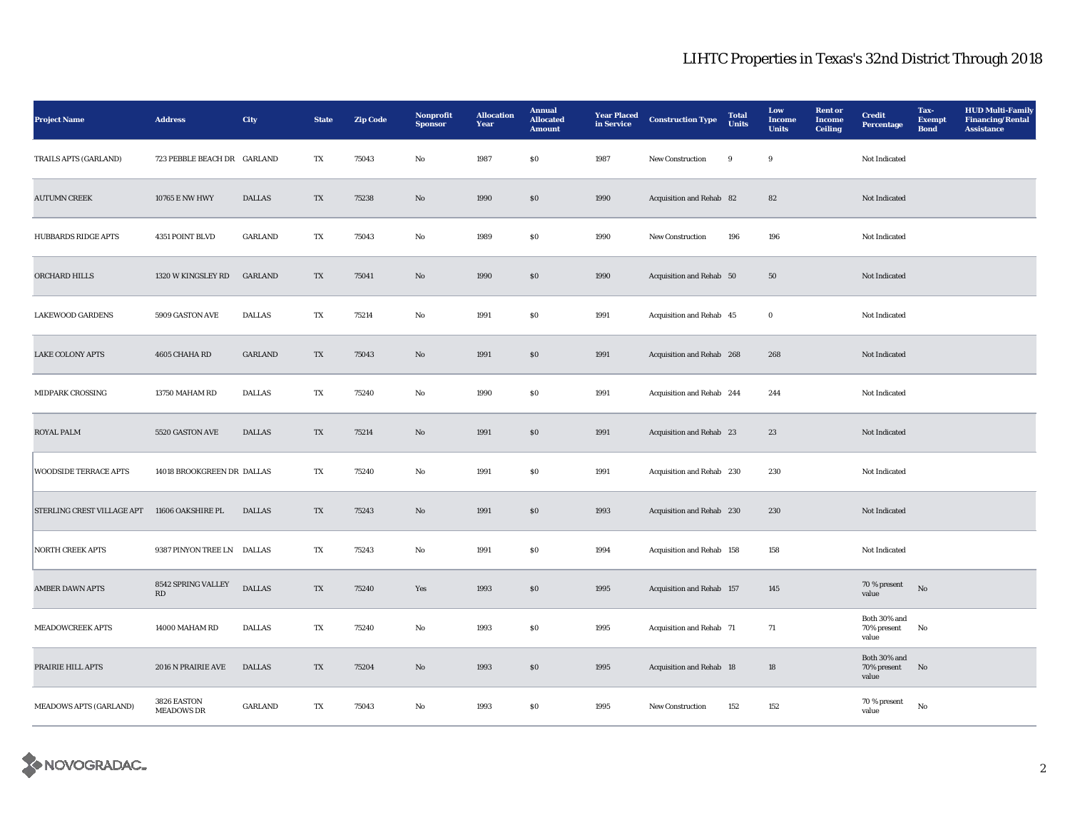# LIHTC Properties in Texas's 32nd District Through 2018

| Project Name | Address | City | State | Zip Code | Nonprofit Sponsor | Allocation Year | Annual Allocated Amount | Year Placed in Service | Construction Type | Total Units | Low Income Units | Rent or Income Ceiling | Credit Percentage | Tax-Exempt Bond | HUD Multi-Family Financing/Rental Assistance |
|---|---|---|---|---|---|---|---|---|---|---|---|---|---|---|---|
| TRAILS APTS (GARLAND) | 723 PEBBLE BEACH DR | GARLAND | TX | 75043 | No | 1987 | $0 | 1987 | New Construction | 9 | 9 | | Not Indicated | | |
| AUTUMN CREEK | 10765 E NW HWY | DALLAS | TX | 75238 | No | 1990 | $0 | 1990 | Acquisition and Rehab | 82 | 82 | | Not Indicated | | |
| HUBBARDS RIDGE APTS | 4351 POINT BLVD | GARLAND | TX | 75043 | No | 1989 | $0 | 1990 | New Construction | 196 | 196 | | Not Indicated | | |
| ORCHARD HILLS | 1320 W KINGSLEY RD | GARLAND | TX | 75041 | No | 1990 | $0 | 1990 | Acquisition and Rehab | 50 | 50 | | Not Indicated | | |
| LAKEWOOD GARDENS | 5909 GASTON AVE | DALLAS | TX | 75214 | No | 1991 | $0 | 1991 | Acquisition and Rehab | 45 | 0 | | Not Indicated | | |
| LAKE COLONY APTS | 4605 CHAHA RD | GARLAND | TX | 75043 | No | 1991 | $0 | 1991 | Acquisition and Rehab | 268 | 268 | | Not Indicated | | |
| MIDPARK CROSSING | 13750 MAHAM RD | DALLAS | TX | 75240 | No | 1990 | $0 | 1991 | Acquisition and Rehab | 244 | 244 | | Not Indicated | | |
| ROYAL PALM | 5520 GASTON AVE | DALLAS | TX | 75214 | No | 1991 | $0 | 1991 | Acquisition and Rehab | 23 | 23 | | Not Indicated | | |
| WOODSIDE TERRACE APTS | 14018 BROOKGREEN DR | DALLAS | TX | 75240 | No | 1991 | $0 | 1991 | Acquisition and Rehab | 230 | 230 | | Not Indicated | | |
| STERLING CREST VILLAGE APT | 11606 OAKSHIRE PL | DALLAS | TX | 75243 | No | 1991 | $0 | 1993 | Acquisition and Rehab | 230 | 230 | | Not Indicated | | |
| NORTH CREEK APTS | 9387 PINYON TREE LN | DALLAS | TX | 75243 | No | 1991 | $0 | 1994 | Acquisition and Rehab | 158 | 158 | | Not Indicated | | |
| AMBER DAWN APTS | 8542 SPRING VALLEY RD | DALLAS | TX | 75240 | Yes | 1993 | $0 | 1995 | Acquisition and Rehab | 157 | 145 | | 70 % present value | No | |
| MEADOWCREEK APTS | 14000 MAHAM RD | DALLAS | TX | 75240 | No | 1993 | $0 | 1995 | Acquisition and Rehab | 71 | 71 | | Both 30% and 70% present value | No | |
| PRAIRIE HILL APTS | 2016 N PRAIRIE AVE | DALLAS | TX | 75204 | No | 1993 | $0 | 1995 | Acquisition and Rehab | 18 | 18 | | Both 30% and 70% present value | No | |
| MEADOWS APTS (GARLAND) | 3826 EASTON MEADOWS DR | GARLAND | TX | 75043 | No | 1993 | $0 | 1995 | New Construction | 152 | 152 | | 70 % present value | No | |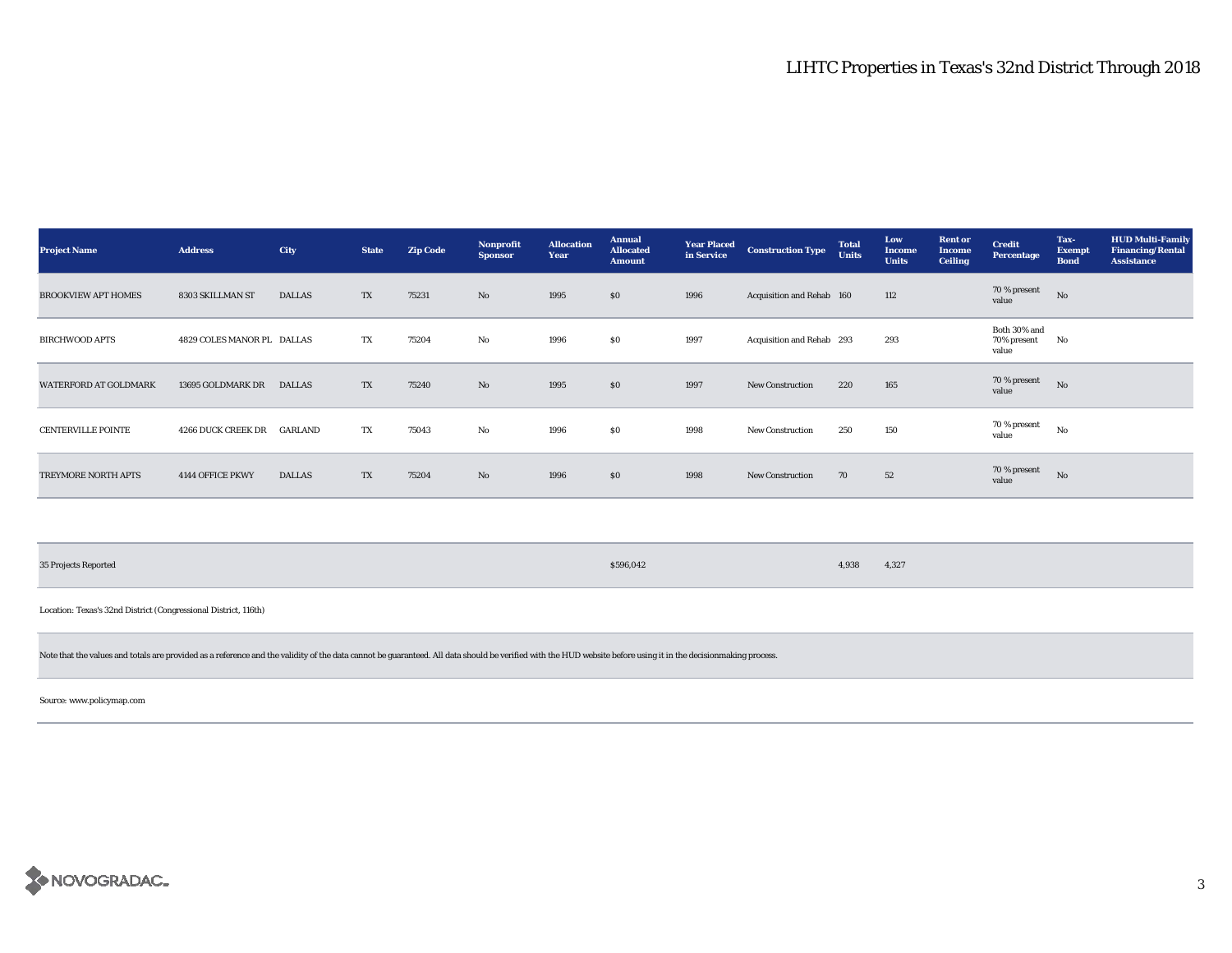# LIHTC Properties in Texas's 32nd District Through 2018

| Project Name | Address | City | State | Zip Code | Nonprofit Sponsor | Allocation Year | Annual Allocated Amount | Year Placed in Service | Construction Type | Total Units | Low Income Units | Rent or Income Ceiling | Credit Percentage | Tax-Exempt Bond | HUD Multi-Family Financing/Rental Assistance |
|---|---|---|---|---|---|---|---|---|---|---|---|---|---|---|---|
| BROOKVIEW APT HOMES | 8303 SKILLMAN ST | DALLAS | TX | 75231 | No | 1995 | $0 | 1996 | Acquisition and Rehab | 160 | 112 | | 70 % present value | No | |
| BIRCHWOOD APTS | 4829 COLES MANOR PL | DALLAS | TX | 75204 | No | 1996 | $0 | 1997 | Acquisition and Rehab | 293 | 293 | | Both 30% and 70% present value | No | |
| WATERFORD AT GOLDMARK | 13695 GOLDMARK DR | DALLAS | TX | 75240 | No | 1995 | $0 | 1997 | New Construction | 220 | 165 | | 70 % present value | No | |
| CENTERVILLE POINTE | 4266 DUCK CREEK DR | GARLAND | TX | 75043 | No | 1996 | $0 | 1998 | New Construction | 250 | 150 | | 70 % present value | No | |
| TREYMORE NORTH APTS | 4144 OFFICE PKWY | DALLAS | TX | 75204 | No | 1996 | $0 | 1998 | New Construction | 70 | 52 | | 70 % present value | No | |
| | | | | | | | | | | | | | | | |
| 35 Projects Reported | | | | | | | $596,042 | | | 4,938 | 4,327 | | | | |

Location: Texas's 32nd District (Congressional District, 116th)

Note that the values and totals are provided as a reference and the validity of the data cannot be guaranteed. All data should be verified with the HUD website before using it in the decisionmaking process.

Source: www.policymap.com